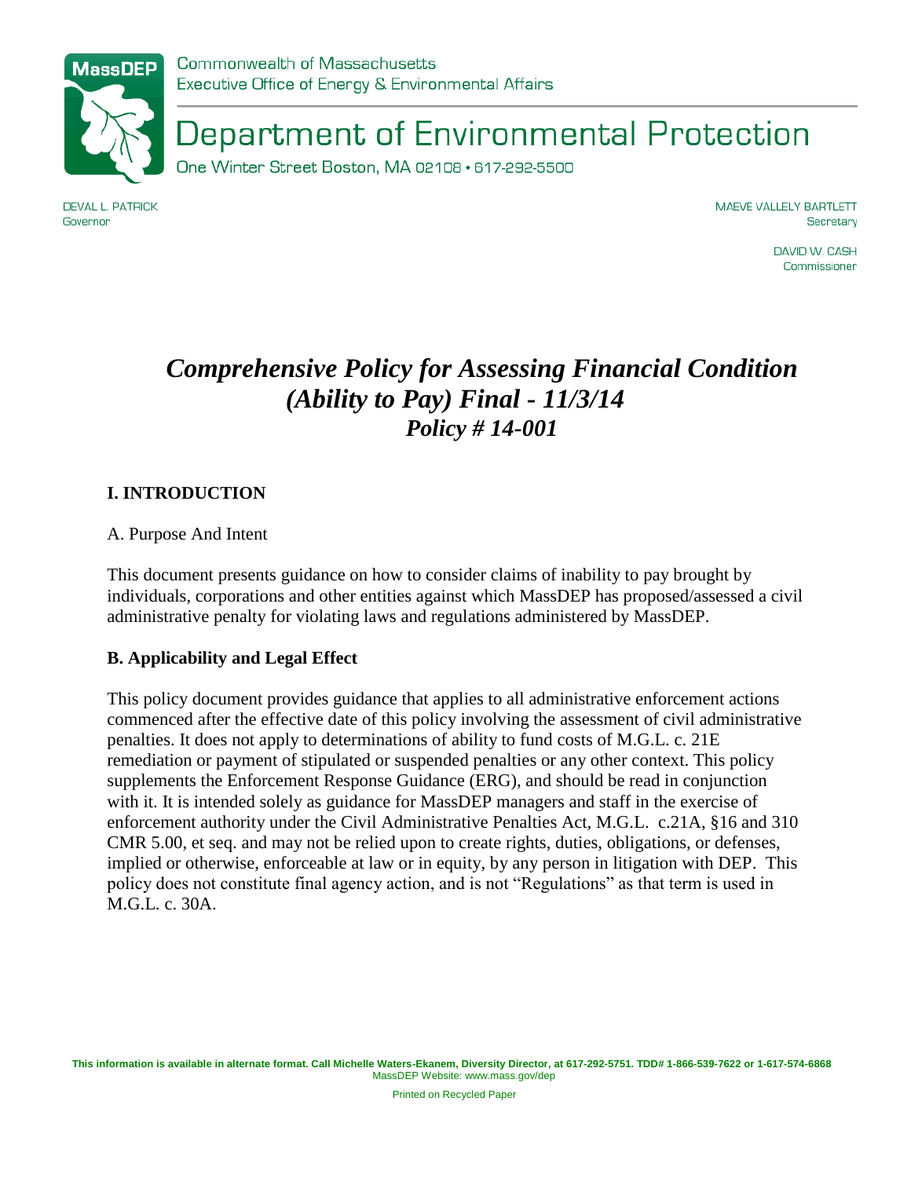Commonwealth of Massachusetts
Executive Office of Energy & Environmental Affairs

# Department of Environmental Protection

One Winter Street Boston, MA 02108 • 617-292-5500

DEVAL L. PATRICK
Governor

MAEVE VALLELY BARTLETT
Secretary

DAVID W. CASH
Commissioner

# *Comprehensive Policy for Assessing Financial Condition (Ability to Pay) Final - 11/3/14*
## *Policy # 14-001*

## I. INTRODUCTION

A. Purpose And Intent

This document presents guidance on how to consider claims of inability to pay brought by individuals, corporations and other entities against which MassDEP has proposed/assessed a civil administrative penalty for violating laws and regulations administered by MassDEP.

### B. Applicability and Legal Effect

This policy document provides guidance that applies to all administrative enforcement actions commenced after the effective date of this policy involving the assessment of civil administrative penalties. It does not apply to determinations of ability to fund costs of M.G.L. c. 21E remediation or payment of stipulated or suspended penalties or any other context. This policy supplements the Enforcement Response Guidance (ERG), and should be read in conjunction with it. It is intended solely as guidance for MassDEP managers and staff in the exercise of enforcement authority under the Civil Administrative Penalties Act, M.G.L. c.21A, §16 and 310 CMR 5.00, et seq. and may not be relied upon to create rights, duties, obligations, or defenses, implied or otherwise, enforceable at law or in equity, by any person in litigation with DEP. This policy does not constitute final agency action, and is not "Regulations" as that term is used in M.G.L. c. 30A.

**This information is available in alternate format. Call Michelle Waters-Ekanem, Diversity Director, at 617-292-5751. TDD# 1-866-539-7622 or 1-617-574-6868**
MassDEP Website: www.mass.gov/dep

Printed on Recycled Paper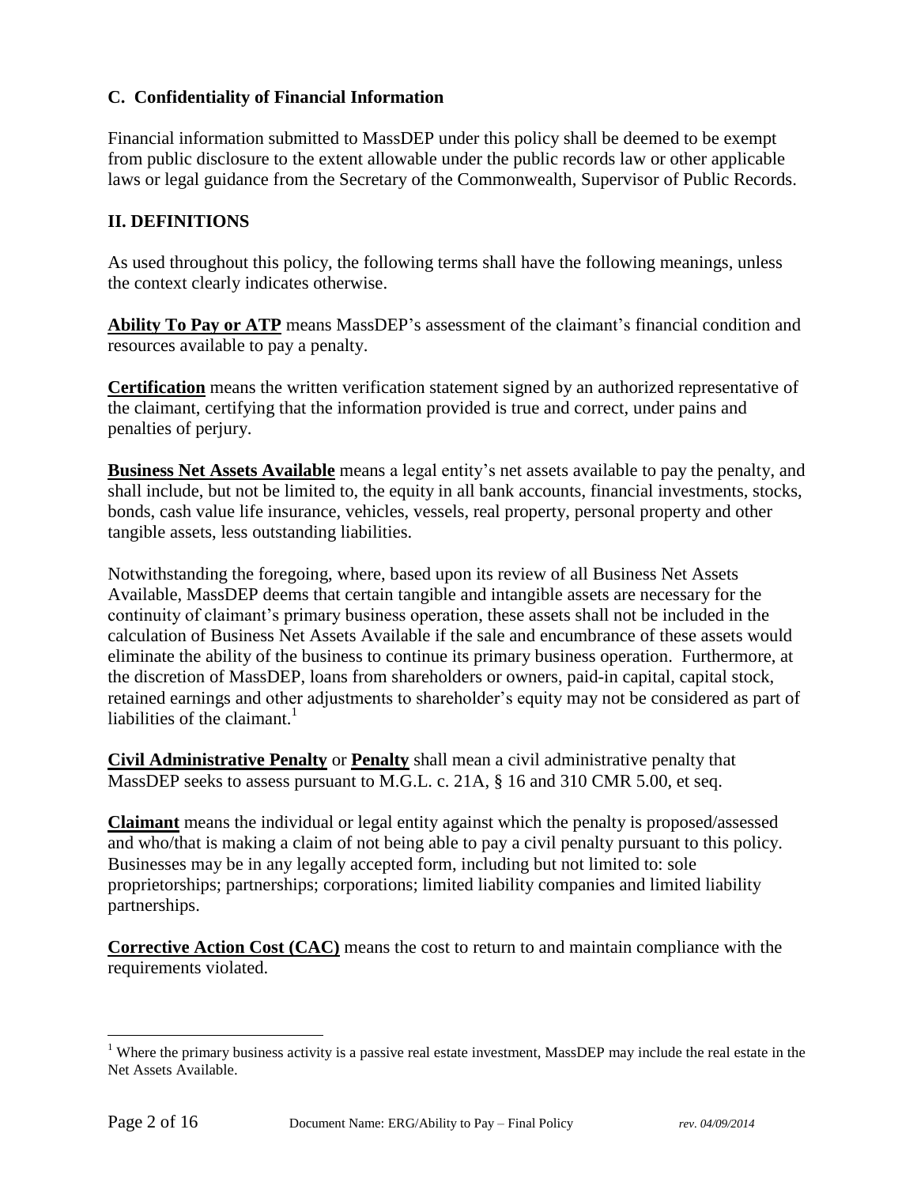### C. Confidentiality of Financial Information

Financial information submitted to MassDEP under this policy shall be deemed to be exempt from public disclosure to the extent allowable under the public records law or other applicable laws or legal guidance from the Secretary of the Commonwealth, Supervisor of Public Records.

## II. DEFINITIONS

As used throughout this policy, the following terms shall have the following meanings, unless the context clearly indicates otherwise.

**Ability To Pay or ATP** means MassDEP's assessment of the claimant's financial condition and resources available to pay a penalty.

**Certification** means the written verification statement signed by an authorized representative of the claimant, certifying that the information provided is true and correct, under pains and penalties of perjury.

**Business Net Assets Available** means a legal entity's net assets available to pay the penalty, and shall include, but not be limited to, the equity in all bank accounts, financial investments, stocks, bonds, cash value life insurance, vehicles, vessels, real property, personal property and other tangible assets, less outstanding liabilities.

Notwithstanding the foregoing, where, based upon its review of all Business Net Assets Available, MassDEP deems that certain tangible and intangible assets are necessary for the continuity of claimant's primary business operation, these assets shall not be included in the calculation of Business Net Assets Available if the sale and encumbrance of these assets would eliminate the ability of the business to continue its primary business operation. Furthermore, at the discretion of MassDEP, loans from shareholders or owners, paid-in capital, capital stock, retained earnings and other adjustments to shareholder's equity may not be considered as part of liabilities of the claimant.[1]

**Civil Administrative Penalty** or **Penalty** shall mean a civil administrative penalty that MassDEP seeks to assess pursuant to M.G.L. c. 21A, § 16 and 310 CMR 5.00, et seq.

**Claimant** means the individual or legal entity against which the penalty is proposed/assessed and who/that is making a claim of not being able to pay a civil penalty pursuant to this policy. Businesses may be in any legally accepted form, including but not limited to: sole proprietorships; partnerships; corporations; limited liability companies and limited liability partnerships.

**Corrective Action Cost (CAC)** means the cost to return to and maintain compliance with the requirements violated.

---

[1] Where the primary business activity is a passive real estate investment, MassDEP may include the real estate in the Net Assets Available.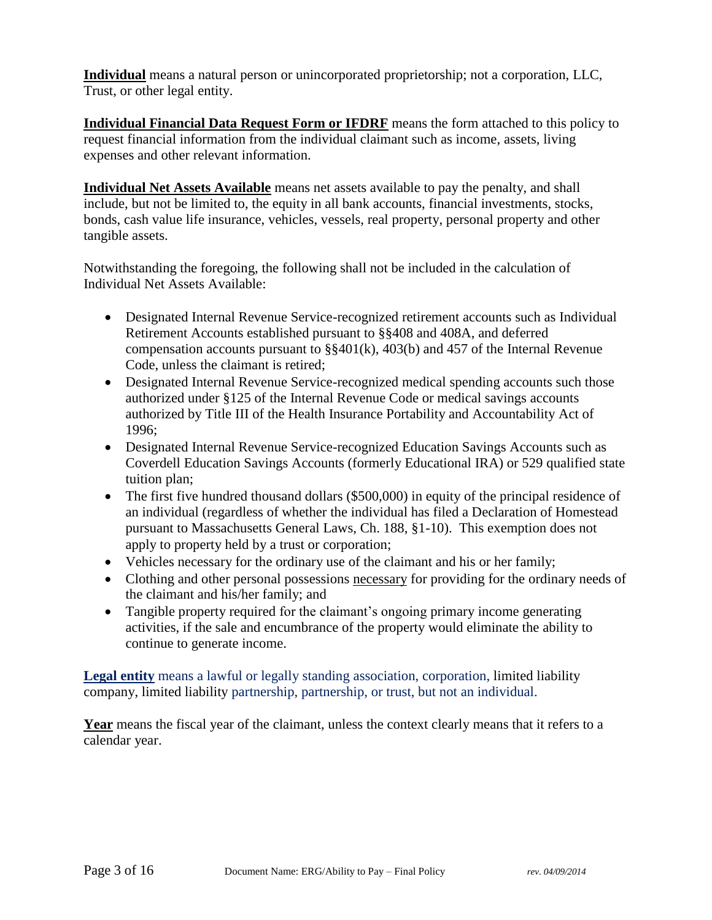**Individual** means a natural person or unincorporated proprietorship; not a corporation, LLC, Trust, or other legal entity.

**Individual Financial Data Request Form or IFDRF** means the form attached to this policy to request financial information from the individual claimant such as income, assets, living expenses and other relevant information.

**Individual Net Assets Available** means net assets available to pay the penalty, and shall include, but not be limited to, the equity in all bank accounts, financial investments, stocks, bonds, cash value life insurance, vehicles, vessels, real property, personal property and other tangible assets.

Notwithstanding the foregoing, the following shall not be included in the calculation of Individual Net Assets Available:

- Designated Internal Revenue Service-recognized retirement accounts such as Individual Retirement Accounts established pursuant to §§408 and 408A, and deferred compensation accounts pursuant to §§401(k), 403(b) and 457 of the Internal Revenue Code, unless the claimant is retired;
- Designated Internal Revenue Service-recognized medical spending accounts such those authorized under §125 of the Internal Revenue Code or medical savings accounts authorized by Title III of the Health Insurance Portability and Accountability Act of 1996;
- Designated Internal Revenue Service-recognized Education Savings Accounts such as Coverdell Education Savings Accounts (formerly Educational IRA) or 529 qualified state tuition plan;
- The first five hundred thousand dollars ($500,000) in equity of the principal residence of an individual (regardless of whether the individual has filed a Declaration of Homestead pursuant to Massachusetts General Laws, Ch. 188, §1-10). This exemption does not apply to property held by a trust or corporation;
- Vehicles necessary for the ordinary use of the claimant and his or her family;
- Clothing and other personal possessions <u>necessary</u> for providing for the ordinary needs of the claimant and his/her family; and
- Tangible property required for the claimant's ongoing primary income generating activities, if the sale and encumbrance of the property would eliminate the ability to continue to generate income.

**Legal entity** means a lawful or legally standing association, corporation, limited liability company, limited liability partnership, partnership, or trust, but not an individual.

**Year** means the fiscal year of the claimant, unless the context clearly means that it refers to a calendar year.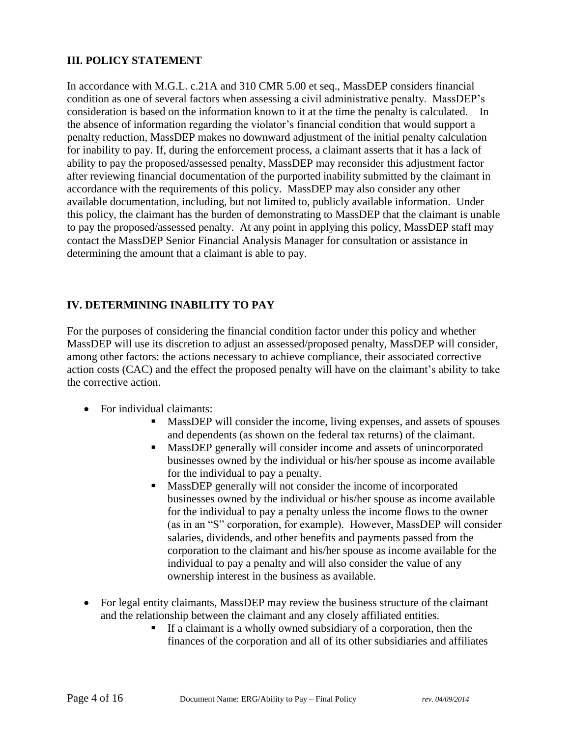## III. POLICY STATEMENT

In accordance with M.G.L. c.21A and 310 CMR 5.00 et seq., MassDEP considers financial condition as one of several factors when assessing a civil administrative penalty. MassDEP's consideration is based on the information known to it at the time the penalty is calculated. In the absence of information regarding the violator's financial condition that would support a penalty reduction, MassDEP makes no downward adjustment of the initial penalty calculation for inability to pay. If, during the enforcement process, a claimant asserts that it has a lack of ability to pay the proposed/assessed penalty, MassDEP may reconsider this adjustment factor after reviewing financial documentation of the purported inability submitted by the claimant in accordance with the requirements of this policy. MassDEP may also consider any other available documentation, including, but not limited to, publicly available information. Under this policy, the claimant has the burden of demonstrating to MassDEP that the claimant is unable to pay the proposed/assessed penalty. At any point in applying this policy, MassDEP staff may contact the MassDEP Senior Financial Analysis Manager for consultation or assistance in determining the amount that a claimant is able to pay.

## IV. DETERMINING INABILITY TO PAY

For the purposes of considering the financial condition factor under this policy and whether MassDEP will use its discretion to adjust an assessed/proposed penalty, MassDEP will consider, among other factors: the actions necessary to achieve compliance, their associated corrective action costs (CAC) and the effect the proposed penalty will have on the claimant's ability to take the corrective action.

- For individual claimants:
  - MassDEP will consider the income, living expenses, and assets of spouses and dependents (as shown on the federal tax returns) of the claimant.
  - MassDEP generally will consider income and assets of unincorporated businesses owned by the individual or his/her spouse as income available for the individual to pay a penalty.
  - MassDEP generally will not consider the income of incorporated businesses owned by the individual or his/her spouse as income available for the individual to pay a penalty unless the income flows to the owner (as in an "S" corporation, for example). However, MassDEP will consider salaries, dividends, and other benefits and payments passed from the corporation to the claimant and his/her spouse as income available for the individual to pay a penalty and will also consider the value of any ownership interest in the business as available.

- For legal entity claimants, MassDEP may review the business structure of the claimant and the relationship between the claimant and any closely affiliated entities.
  - If a claimant is a wholly owned subsidiary of a corporation, then the finances of the corporation and all of its other subsidiaries and affiliates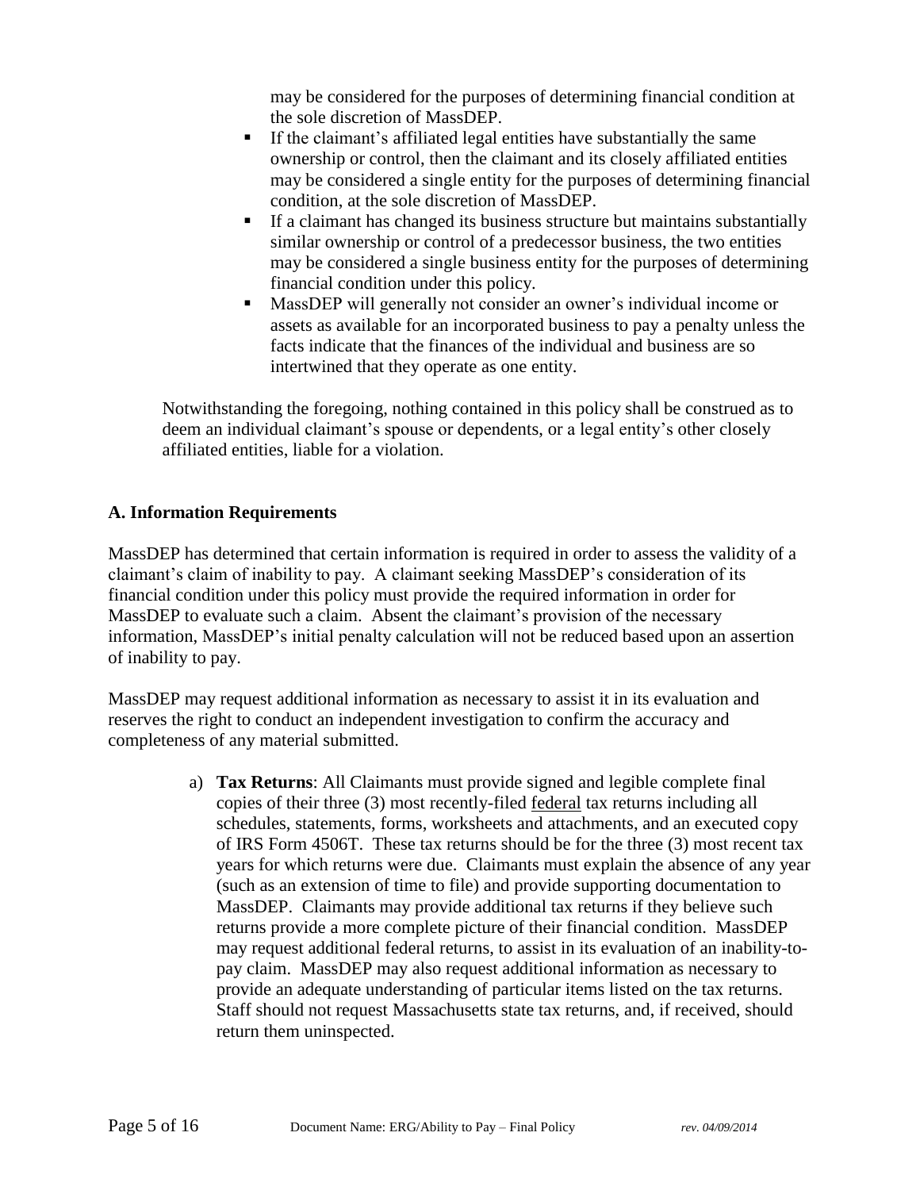may be considered for the purposes of determining financial condition at the sole discretion of MassDEP.

- If the claimant's affiliated legal entities have substantially the same ownership or control, then the claimant and its closely affiliated entities may be considered a single entity for the purposes of determining financial condition, at the sole discretion of MassDEP.
- If a claimant has changed its business structure but maintains substantially similar ownership or control of a predecessor business, the two entities may be considered a single business entity for the purposes of determining financial condition under this policy.
- MassDEP will generally not consider an owner's individual income or assets as available for an incorporated business to pay a penalty unless the facts indicate that the finances of the individual and business are so intertwined that they operate as one entity.

Notwithstanding the foregoing, nothing contained in this policy shall be construed as to deem an individual claimant's spouse or dependents, or a legal entity's other closely affiliated entities, liable for a violation.

### A. Information Requirements

MassDEP has determined that certain information is required in order to assess the validity of a claimant's claim of inability to pay. A claimant seeking MassDEP's consideration of its financial condition under this policy must provide the required information in order for MassDEP to evaluate such a claim. Absent the claimant's provision of the necessary information, MassDEP's initial penalty calculation will not be reduced based upon an assertion of inability to pay.

MassDEP may request additional information as necessary to assist it in its evaluation and reserves the right to conduct an independent investigation to confirm the accuracy and completeness of any material submitted.

a) **Tax Returns**: All Claimants must provide signed and legible complete final copies of their three (3) most recently-filed federal tax returns including all schedules, statements, forms, worksheets and attachments, and an executed copy of IRS Form 4506T. These tax returns should be for the three (3) most recent tax years for which returns were due. Claimants must explain the absence of any year (such as an extension of time to file) and provide supporting documentation to MassDEP. Claimants may provide additional tax returns if they believe such returns provide a more complete picture of their financial condition. MassDEP may request additional federal returns, to assist in its evaluation of an inability-to-pay claim. MassDEP may also request additional information as necessary to provide an adequate understanding of particular items listed on the tax returns. Staff should not request Massachusetts state tax returns, and, if received, should return them uninspected.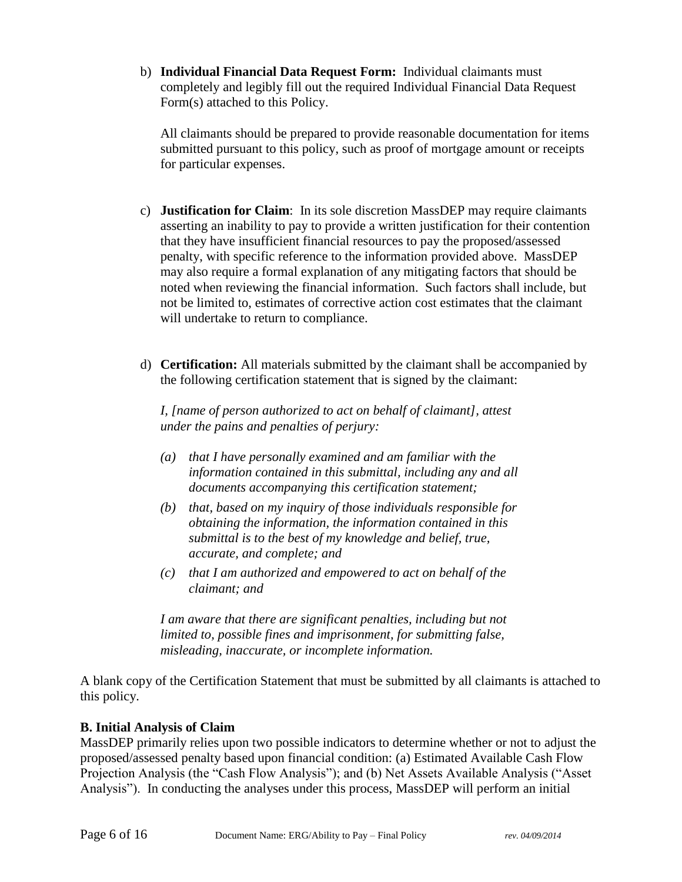b) **Individual Financial Data Request Form:** Individual claimants must completely and legibly fill out the required Individual Financial Data Request Form(s) attached to this Policy.

   All claimants should be prepared to provide reasonable documentation for items submitted pursuant to this policy, such as proof of mortgage amount or receipts for particular expenses.

c) **Justification for Claim**: In its sole discretion MassDEP may require claimants asserting an inability to pay to provide a written justification for their contention that they have insufficient financial resources to pay the proposed/assessed penalty, with specific reference to the information provided above. MassDEP may also require a formal explanation of any mitigating factors that should be noted when reviewing the financial information. Such factors shall include, but not be limited to, estimates of corrective action cost estimates that the claimant will undertake to return to compliance.

d) **Certification:** All materials submitted by the claimant shall be accompanied by the following certification statement that is signed by the claimant:

   *I, [name of person authorized to act on behalf of claimant], attest under the pains and penalties of perjury:*

   *(a) that I have personally examined and am familiar with the information contained in this submittal, including any and all documents accompanying this certification statement;*

   *(b) that, based on my inquiry of those individuals responsible for obtaining the information, the information contained in this submittal is to the best of my knowledge and belief, true, accurate, and complete; and*

   *(c) that I am authorized and empowered to act on behalf of the claimant; and*

   *I am aware that there are significant penalties, including but not limited to, possible fines and imprisonment, for submitting false, misleading, inaccurate, or incomplete information.*

A blank copy of the Certification Statement that must be submitted by all claimants is attached to this policy.

**B. Initial Analysis of Claim**

MassDEP primarily relies upon two possible indicators to determine whether or not to adjust the proposed/assessed penalty based upon financial condition: (a) Estimated Available Cash Flow Projection Analysis (the "Cash Flow Analysis"); and (b) Net Assets Available Analysis ("Asset Analysis"). In conducting the analyses under this process, MassDEP will perform an initial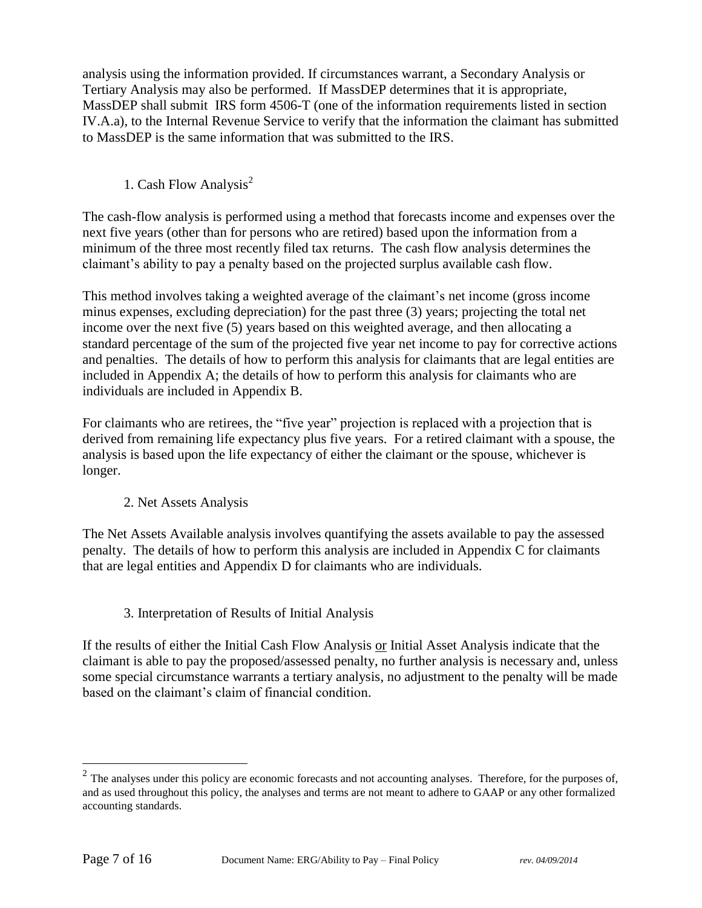analysis using the information provided. If circumstances warrant, a Secondary Analysis or Tertiary Analysis may also be performed. If MassDEP determines that it is appropriate, MassDEP shall submit IRS form 4506-T (one of the information requirements listed in section IV.A.a), to the Internal Revenue Service to verify that the information the claimant has submitted to MassDEP is the same information that was submitted to the IRS.

### 1. Cash Flow Analysis[2]

The cash-flow analysis is performed using a method that forecasts income and expenses over the next five years (other than for persons who are retired) based upon the information from a minimum of the three most recently filed tax returns. The cash flow analysis determines the claimant's ability to pay a penalty based on the projected surplus available cash flow.

This method involves taking a weighted average of the claimant's net income (gross income minus expenses, excluding depreciation) for the past three (3) years; projecting the total net income over the next five (5) years based on this weighted average, and then allocating a standard percentage of the sum of the projected five year net income to pay for corrective actions and penalties. The details of how to perform this analysis for claimants that are legal entities are included in Appendix A; the details of how to perform this analysis for claimants who are individuals are included in Appendix B.

For claimants who are retirees, the "five year" projection is replaced with a projection that is derived from remaining life expectancy plus five years. For a retired claimant with a spouse, the analysis is based upon the life expectancy of either the claimant or the spouse, whichever is longer.

### 2. Net Assets Analysis

The Net Assets Available analysis involves quantifying the assets available to pay the assessed penalty. The details of how to perform this analysis are included in Appendix C for claimants that are legal entities and Appendix D for claimants who are individuals.

### 3. Interpretation of Results of Initial Analysis

If the results of either the Initial Cash Flow Analysis <u>or</u> Initial Asset Analysis indicate that the claimant is able to pay the proposed/assessed penalty, no further analysis is necessary and, unless some special circumstance warrants a tertiary analysis, no adjustment to the penalty will be made based on the claimant's claim of financial condition.

---

[2] The analyses under this policy are economic forecasts and not accounting analyses. Therefore, for the purposes of, and as used throughout this policy, the analyses and terms are not meant to adhere to GAAP or any other formalized accounting standards.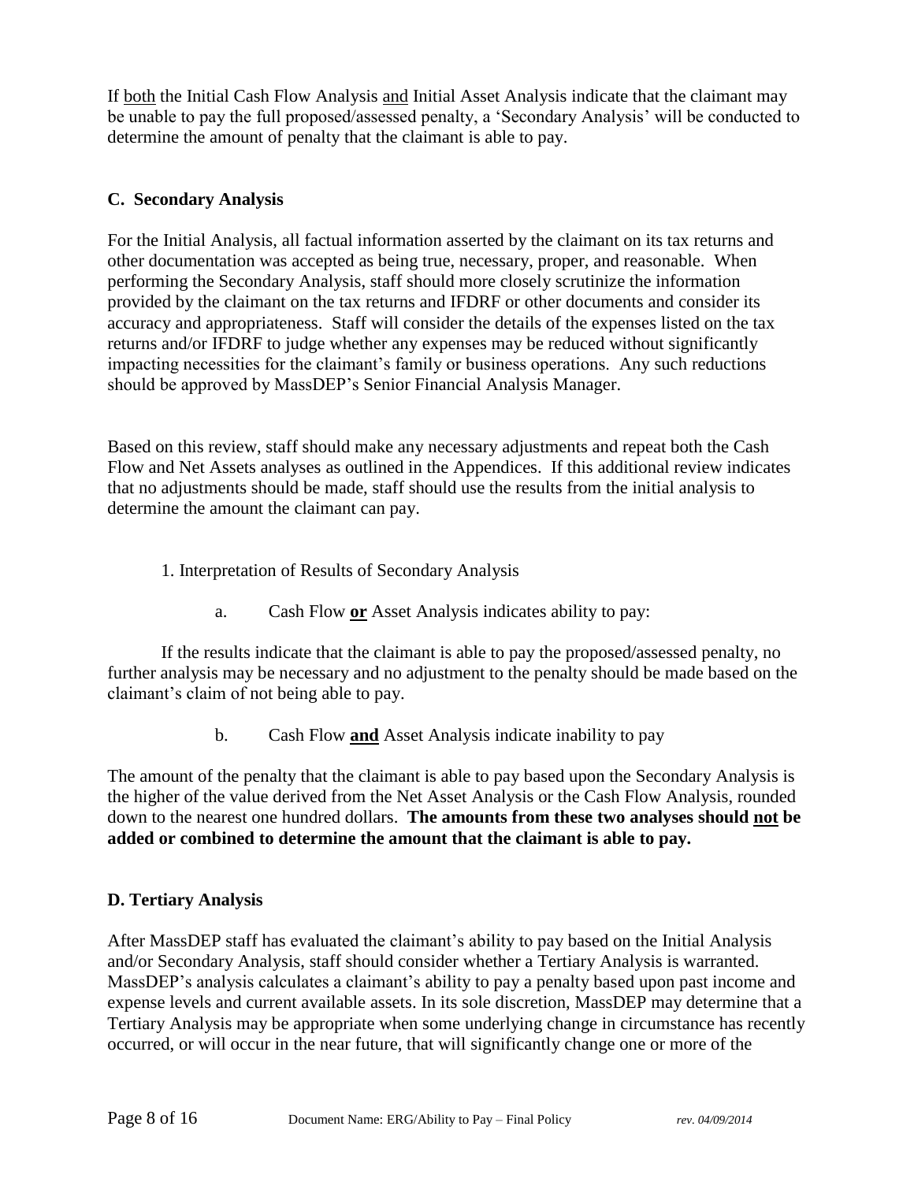If <u>both</u> the Initial Cash Flow Analysis <u>and</u> Initial Asset Analysis indicate that the claimant may be unable to pay the full proposed/assessed penalty, a 'Secondary Analysis' will be conducted to determine the amount of penalty that the claimant is able to pay.

### C. Secondary Analysis

For the Initial Analysis, all factual information asserted by the claimant on its tax returns and other documentation was accepted as being true, necessary, proper, and reasonable. When performing the Secondary Analysis, staff should more closely scrutinize the information provided by the claimant on the tax returns and IFDRF or other documents and consider its accuracy and appropriateness. Staff will consider the details of the expenses listed on the tax returns and/or IFDRF to judge whether any expenses may be reduced without significantly impacting necessities for the claimant's family or business operations. Any such reductions should be approved by MassDEP's Senior Financial Analysis Manager.

Based on this review, staff should make any necessary adjustments and repeat both the Cash Flow and Net Assets analyses as outlined in the Appendices. If this additional review indicates that no adjustments should be made, staff should use the results from the initial analysis to determine the amount the claimant can pay.

1. Interpretation of Results of Secondary Analysis

   a. Cash Flow **<u>or</u>** Asset Analysis indicates ability to pay:

If the results indicate that the claimant is able to pay the proposed/assessed penalty, no further analysis may be necessary and no adjustment to the penalty should be made based on the claimant's claim of not being able to pay.

   b. Cash Flow **<u>and</u>** Asset Analysis indicate inability to pay

The amount of the penalty that the claimant is able to pay based upon the Secondary Analysis is the higher of the value derived from the Net Asset Analysis or the Cash Flow Analysis, rounded down to the nearest one hundred dollars. **The amounts from these two analyses should <u>not</u> be added or combined to determine the amount that the claimant is able to pay.**

### D. Tertiary Analysis

After MassDEP staff has evaluated the claimant's ability to pay based on the Initial Analysis and/or Secondary Analysis, staff should consider whether a Tertiary Analysis is warranted. MassDEP's analysis calculates a claimant's ability to pay a penalty based upon past income and expense levels and current available assets. In its sole discretion, MassDEP may determine that a Tertiary Analysis may be appropriate when some underlying change in circumstance has recently occurred, or will occur in the near future, that will significantly change one or more of the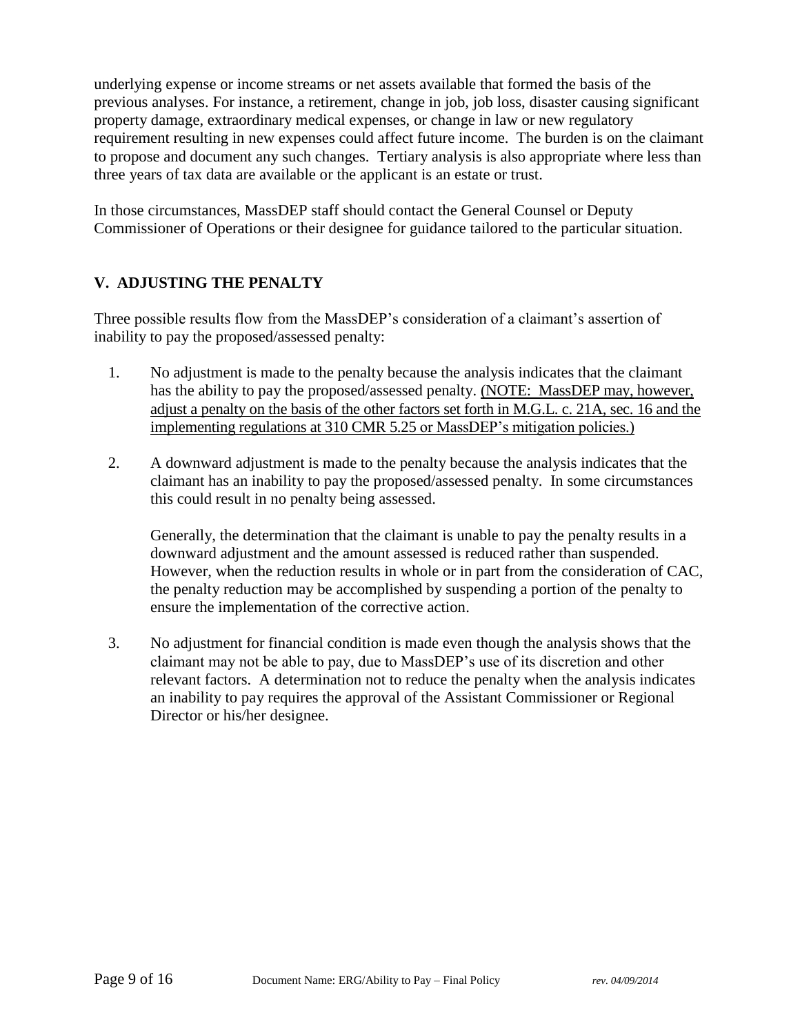underlying expense or income streams or net assets available that formed the basis of the previous analyses. For instance, a retirement, change in job, job loss, disaster causing significant property damage, extraordinary medical expenses, or change in law or new regulatory requirement resulting in new expenses could affect future income. The burden is on the claimant to propose and document any such changes. Tertiary analysis is also appropriate where less than three years of tax data are available or the applicant is an estate or trust.

In those circumstances, MassDEP staff should contact the General Counsel or Deputy Commissioner of Operations or their designee for guidance tailored to the particular situation.

## V. ADJUSTING THE PENALTY

Three possible results flow from the MassDEP's consideration of a claimant's assertion of inability to pay the proposed/assessed penalty:

1. No adjustment is made to the penalty because the analysis indicates that the claimant has the ability to pay the proposed/assessed penalty. (NOTE: MassDEP may, however, adjust a penalty on the basis of the other factors set forth in M.G.L. c. 21A, sec. 16 and the implementing regulations at 310 CMR 5.25 or MassDEP's mitigation policies.)

2. A downward adjustment is made to the penalty because the analysis indicates that the claimant has an inability to pay the proposed/assessed penalty. In some circumstances this could result in no penalty being assessed.

   Generally, the determination that the claimant is unable to pay the penalty results in a downward adjustment and the amount assessed is reduced rather than suspended. However, when the reduction results in whole or in part from the consideration of CAC, the penalty reduction may be accomplished by suspending a portion of the penalty to ensure the implementation of the corrective action.

3. No adjustment for financial condition is made even though the analysis shows that the claimant may not be able to pay, due to MassDEP's use of its discretion and other relevant factors. A determination not to reduce the penalty when the analysis indicates an inability to pay requires the approval of the Assistant Commissioner or Regional Director or his/her designee.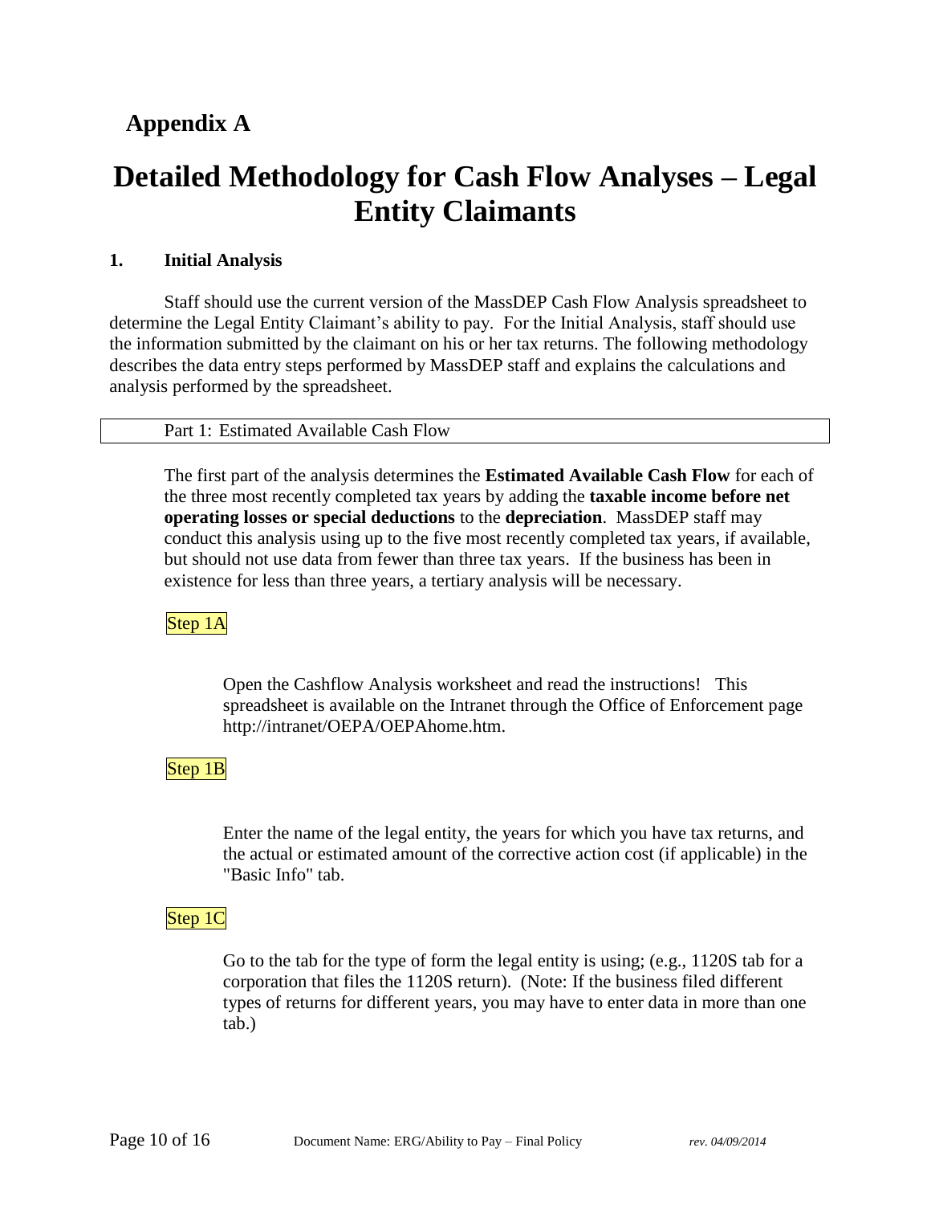## Appendix A

# Detailed Methodology for Cash Flow Analyses – Legal Entity Claimants

### 1. Initial Analysis

Staff should use the current version of the MassDEP Cash Flow Analysis spreadsheet to determine the Legal Entity Claimant's ability to pay. For the Initial Analysis, staff should use the information submitted by the claimant on his or her tax returns. The following methodology describes the data entry steps performed by MassDEP staff and explains the calculations and analysis performed by the spreadsheet.

#### Part 1: Estimated Available Cash Flow

The first part of the analysis determines the **Estimated Available Cash Flow** for each of the three most recently completed tax years by adding the **taxable income before net operating losses or special deductions** to the **depreciation**. MassDEP staff may conduct this analysis using up to the five most recently completed tax years, if available, but should not use data from fewer than three tax years. If the business has been in existence for less than three years, a tertiary analysis will be necessary.

Step 1A

Open the Cashflow Analysis worksheet and read the instructions! This spreadsheet is available on the Intranet through the Office of Enforcement page http://intranet/OEPA/OEPAhome.htm.

Step 1B

Enter the name of the legal entity, the years for which you have tax returns, and the actual or estimated amount of the corrective action cost (if applicable) in the "Basic Info" tab.

Step 1C

Go to the tab for the type of form the legal entity is using; (e.g., 1120S tab for a corporation that files the 1120S return). (Note: If the business filed different types of returns for different years, you may have to enter data in more than one tab.)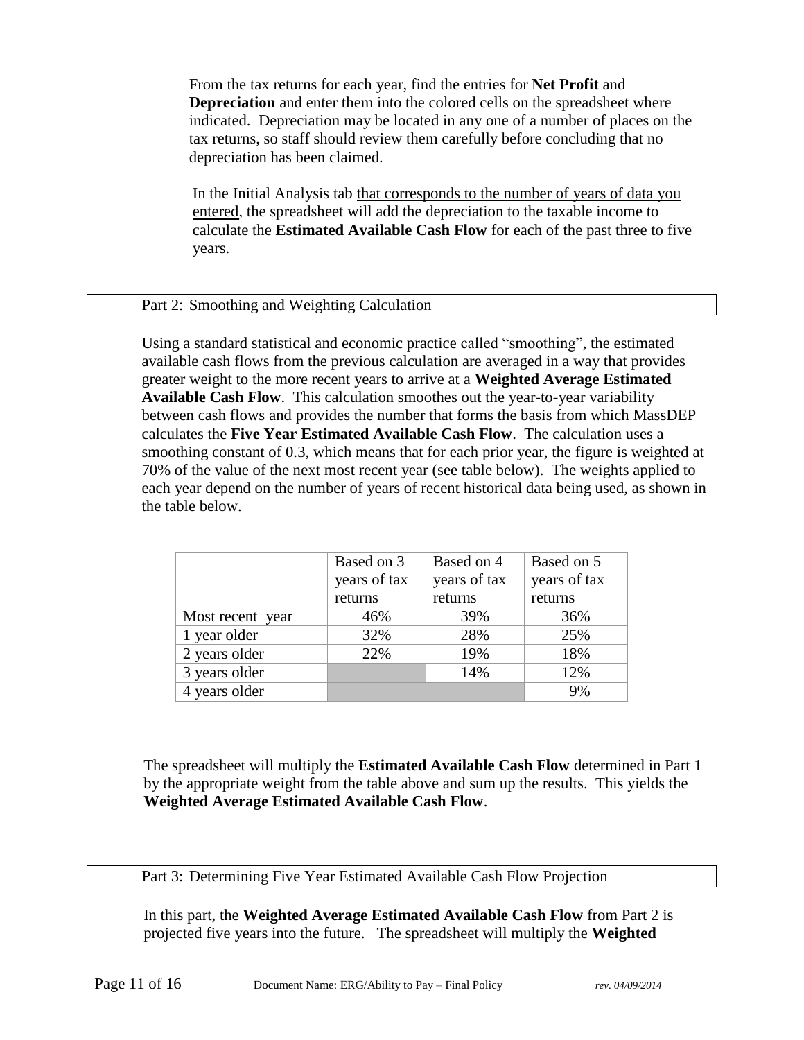From the tax returns for each year, find the entries for **Net Profit** and **Depreciation** and enter them into the colored cells on the spreadsheet where indicated. Depreciation may be located in any one of a number of places on the tax returns, so staff should review them carefully before concluding that no depreciation has been claimed.

In the Initial Analysis tab that corresponds to the number of years of data you entered, the spreadsheet will add the depreciation to the taxable income to calculate the **Estimated Available Cash Flow** for each of the past three to five years.

## Part 2: Smoothing and Weighting Calculation

Using a standard statistical and economic practice called "smoothing", the estimated available cash flows from the previous calculation are averaged in a way that provides greater weight to the more recent years to arrive at a **Weighted Average Estimated Available Cash Flow**. This calculation smoothes out the year-to-year variability between cash flows and provides the number that forms the basis from which MassDEP calculates the **Five Year Estimated Available Cash Flow**. The calculation uses a smoothing constant of 0.3, which means that for each prior year, the figure is weighted at 70% of the value of the next most recent year (see table below). The weights applied to each year depend on the number of years of recent historical data being used, as shown in the table below.

| | Based on 3 years of tax returns | Based on 4 years of tax returns | Based on 5 years of tax returns |
|---|---|---|---|
| Most recent year | 46% | 39% | 36% |
| 1 year older | 32% | 28% | 25% |
| 2 years older | 22% | 19% | 18% |
| 3 years older | | 14% | 12% |
| 4 years older | | | 9% |

The spreadsheet will multiply the **Estimated Available Cash Flow** determined in Part 1 by the appropriate weight from the table above and sum up the results. This yields the **Weighted Average Estimated Available Cash Flow**.

## Part 3: Determining Five Year Estimated Available Cash Flow Projection

In this part, the **Weighted Average Estimated Available Cash Flow** from Part 2 is projected five years into the future. The spreadsheet will multiply the **Weighted**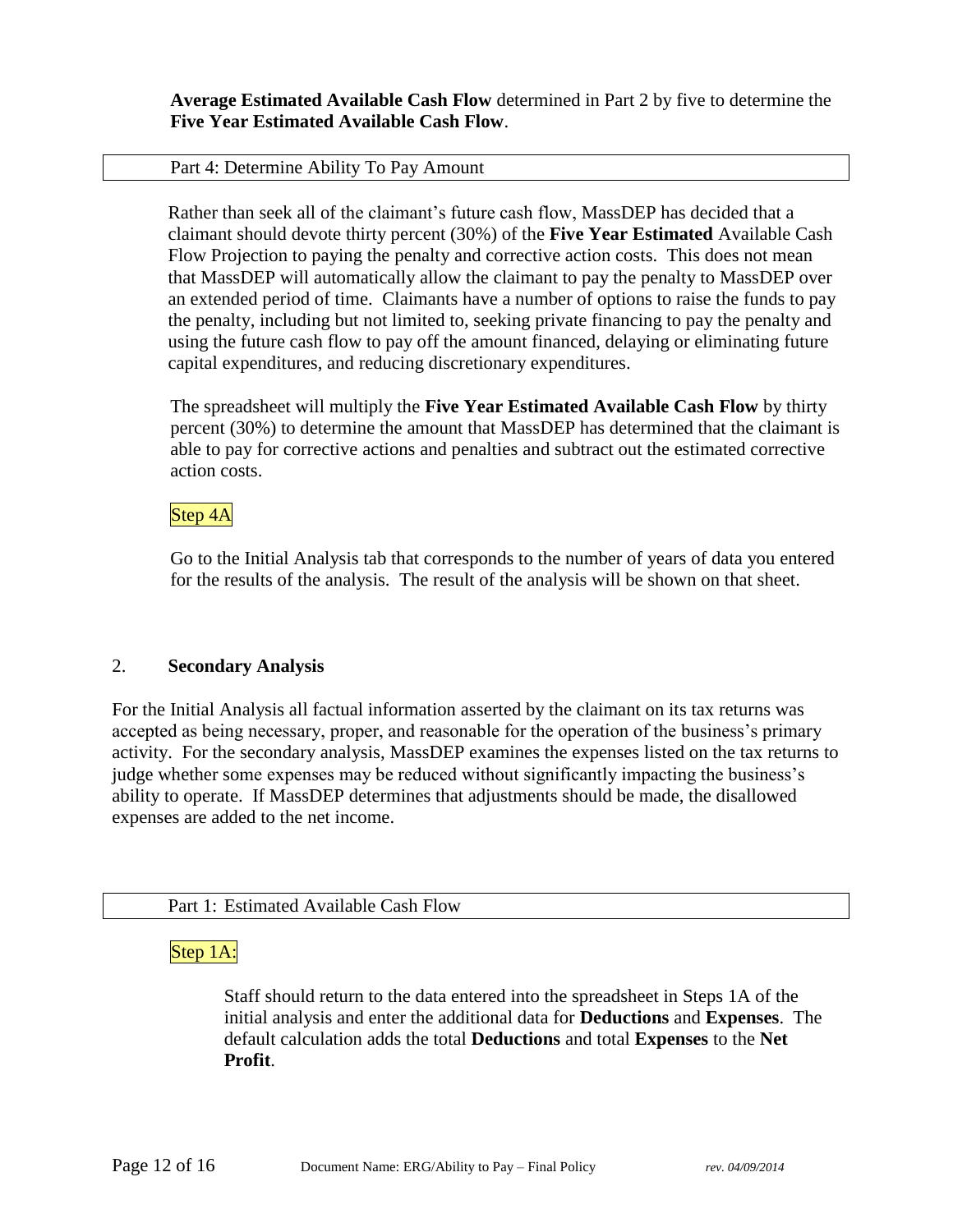**Average Estimated Available Cash Flow** determined in Part 2 by five to determine the **Five Year Estimated Available Cash Flow**.

### Part 4: Determine Ability To Pay Amount

Rather than seek all of the claimant's future cash flow, MassDEP has decided that a claimant should devote thirty percent (30%) of the **Five Year Estimated** Available Cash Flow Projection to paying the penalty and corrective action costs. This does not mean that MassDEP will automatically allow the claimant to pay the penalty to MassDEP over an extended period of time. Claimants have a number of options to raise the funds to pay the penalty, including but not limited to, seeking private financing to pay the penalty and using the future cash flow to pay off the amount financed, delaying or eliminating future capital expenditures, and reducing discretionary expenditures.

The spreadsheet will multiply the **Five Year Estimated Available Cash Flow** by thirty percent (30%) to determine the amount that MassDEP has determined that the claimant is able to pay for corrective actions and penalties and subtract out the estimated corrective action costs.

Step 4A

Go to the Initial Analysis tab that corresponds to the number of years of data you entered for the results of the analysis. The result of the analysis will be shown on that sheet.

## 2. **Secondary Analysis**

For the Initial Analysis all factual information asserted by the claimant on its tax returns was accepted as being necessary, proper, and reasonable for the operation of the business's primary activity. For the secondary analysis, MassDEP examines the expenses listed on the tax returns to judge whether some expenses may be reduced without significantly impacting the business's ability to operate. If MassDEP determines that adjustments should be made, the disallowed expenses are added to the net income.

### Part 1: Estimated Available Cash Flow

Step 1A:

Staff should return to the data entered into the spreadsheet in Steps 1A of the initial analysis and enter the additional data for **Deductions** and **Expenses**. The default calculation adds the total **Deductions** and total **Expenses** to the **Net Profit**.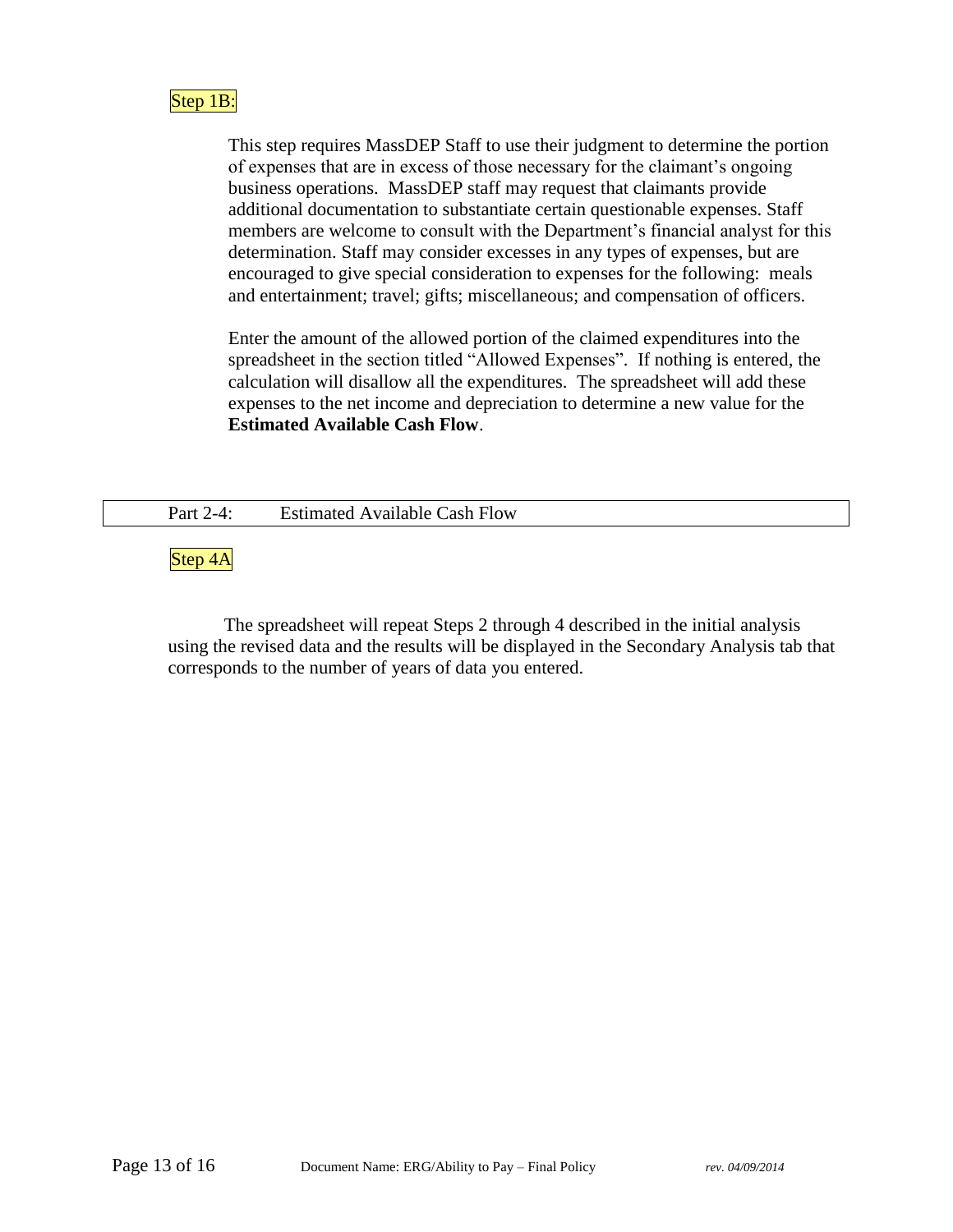Step 1B:

This step requires MassDEP Staff to use their judgment to determine the portion of expenses that are in excess of those necessary for the claimant's ongoing business operations. MassDEP staff may request that claimants provide additional documentation to substantiate certain questionable expenses. Staff members are welcome to consult with the Department's financial analyst for this determination. Staff may consider excesses in any types of expenses, but are encouraged to give special consideration to expenses for the following: meals and entertainment; travel; gifts; miscellaneous; and compensation of officers.

Enter the amount of the allowed portion of the claimed expenditures into the spreadsheet in the section titled "Allowed Expenses". If nothing is entered, the calculation will disallow all the expenditures. The spreadsheet will add these expenses to the net income and depreciation to determine a new value for the **Estimated Available Cash Flow**.

## Part 2-4: Estimated Available Cash Flow

Step 4A

The spreadsheet will repeat Steps 2 through 4 described in the initial analysis using the revised data and the results will be displayed in the Secondary Analysis tab that corresponds to the number of years of data you entered.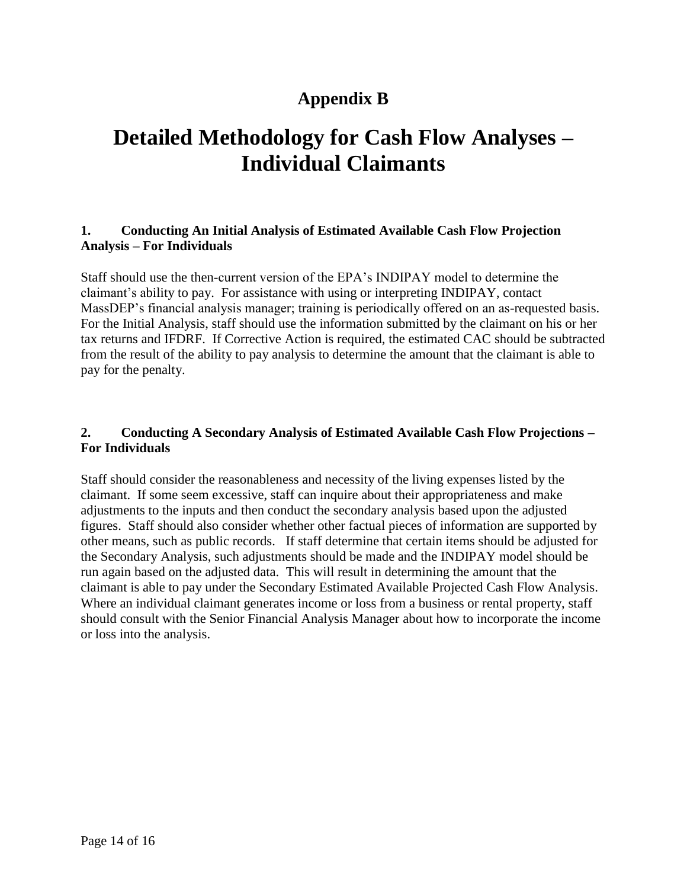# Appendix B

# Detailed Methodology for Cash Flow Analyses – Individual Claimants

### 1. Conducting An Initial Analysis of Estimated Available Cash Flow Projection Analysis – For Individuals

Staff should use the then-current version of the EPA's INDIPAY model to determine the claimant's ability to pay. For assistance with using or interpreting INDIPAY, contact MassDEP's financial analysis manager; training is periodically offered on an as-requested basis. For the Initial Analysis, staff should use the information submitted by the claimant on his or her tax returns and IFDRF. If Corrective Action is required, the estimated CAC should be subtracted from the result of the ability to pay analysis to determine the amount that the claimant is able to pay for the penalty.

### 2. Conducting A Secondary Analysis of Estimated Available Cash Flow Projections – For Individuals

Staff should consider the reasonableness and necessity of the living expenses listed by the claimant. If some seem excessive, staff can inquire about their appropriateness and make adjustments to the inputs and then conduct the secondary analysis based upon the adjusted figures. Staff should also consider whether other factual pieces of information are supported by other means, such as public records. If staff determine that certain items should be adjusted for the Secondary Analysis, such adjustments should be made and the INDIPAY model should be run again based on the adjusted data. This will result in determining the amount that the claimant is able to pay under the Secondary Estimated Available Projected Cash Flow Analysis. Where an individual claimant generates income or loss from a business or rental property, staff should consult with the Senior Financial Analysis Manager about how to incorporate the income or loss into the analysis.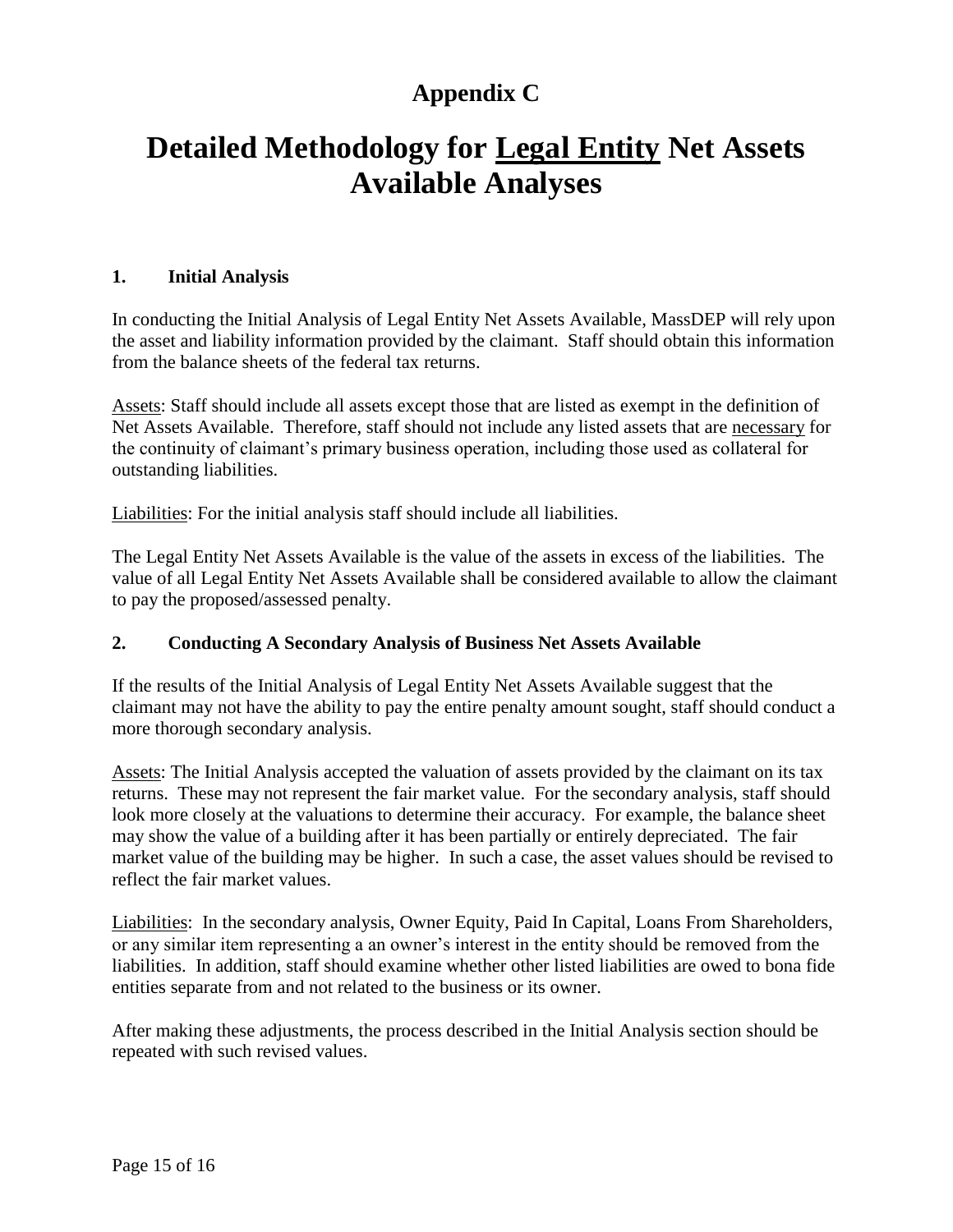# Appendix C

# Detailed Methodology for <u>Legal Entity</u> Net Assets Available Analyses

### 1. Initial Analysis

In conducting the Initial Analysis of Legal Entity Net Assets Available, MassDEP will rely upon the asset and liability information provided by the claimant. Staff should obtain this information from the balance sheets of the federal tax returns.

<u>Assets</u>: Staff should include all assets except those that are listed as exempt in the definition of Net Assets Available. Therefore, staff should not include any listed assets that are <u>necessary</u> for the continuity of claimant's primary business operation, including those used as collateral for outstanding liabilities.

<u>Liabilities</u>: For the initial analysis staff should include all liabilities.

The Legal Entity Net Assets Available is the value of the assets in excess of the liabilities. The value of all Legal Entity Net Assets Available shall be considered available to allow the claimant to pay the proposed/assessed penalty.

### 2. Conducting A Secondary Analysis of Business Net Assets Available

If the results of the Initial Analysis of Legal Entity Net Assets Available suggest that the claimant may not have the ability to pay the entire penalty amount sought, staff should conduct a more thorough secondary analysis.

<u>Assets</u>: The Initial Analysis accepted the valuation of assets provided by the claimant on its tax returns. These may not represent the fair market value. For the secondary analysis, staff should look more closely at the valuations to determine their accuracy. For example, the balance sheet may show the value of a building after it has been partially or entirely depreciated. The fair market value of the building may be higher. In such a case, the asset values should be revised to reflect the fair market values.

<u>Liabilities</u>: In the secondary analysis, Owner Equity, Paid In Capital, Loans From Shareholders, or any similar item representing a an owner's interest in the entity should be removed from the liabilities. In addition, staff should examine whether other listed liabilities are owed to bona fide entities separate from and not related to the business or its owner.

After making these adjustments, the process described in the Initial Analysis section should be repeated with such revised values.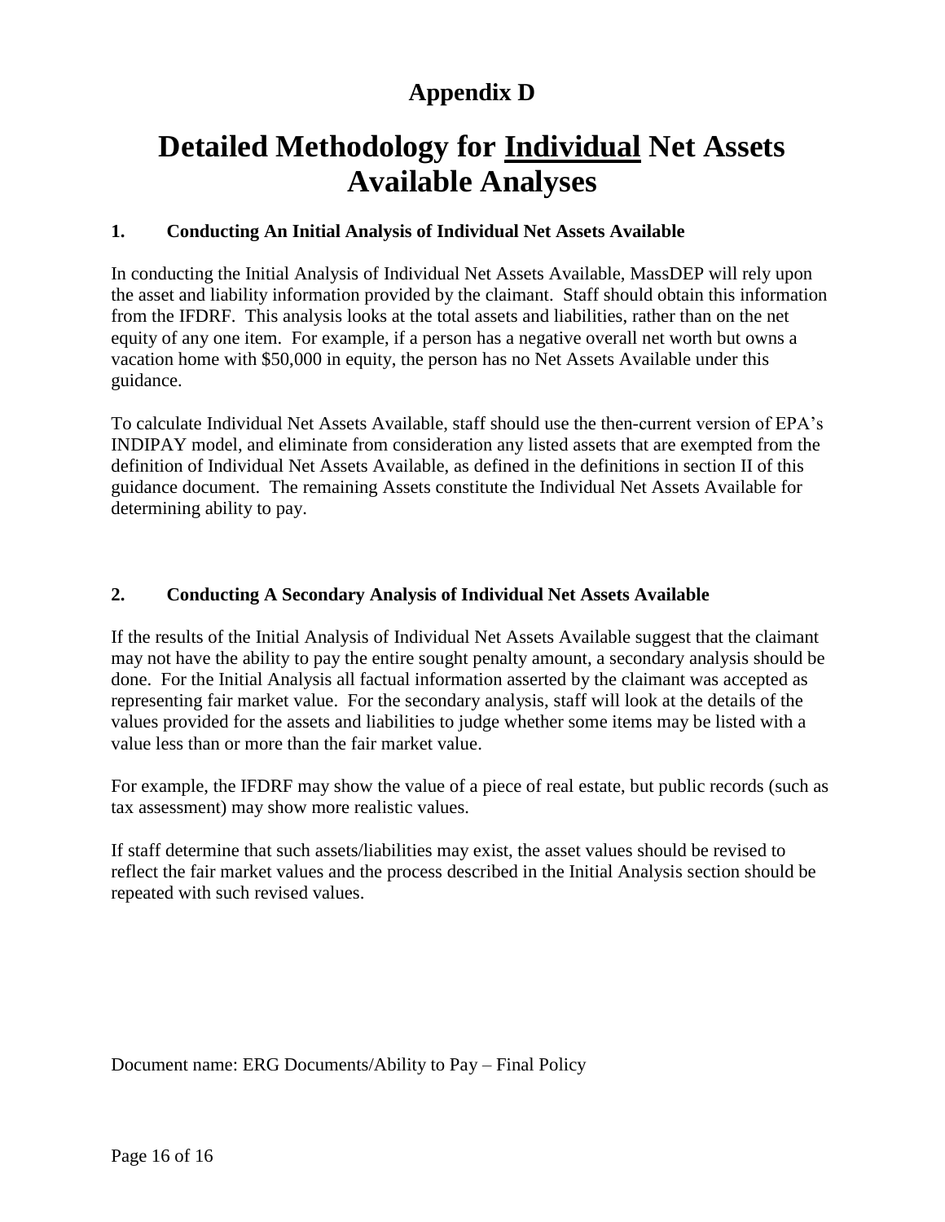## Appendix D

# Detailed Methodology for Individual Net Assets Available Analyses

### 1. Conducting An Initial Analysis of Individual Net Assets Available

In conducting the Initial Analysis of Individual Net Assets Available, MassDEP will rely upon the asset and liability information provided by the claimant. Staff should obtain this information from the IFDRF. This analysis looks at the total assets and liabilities, rather than on the net equity of any one item. For example, if a person has a negative overall net worth but owns a vacation home with $50,000 in equity, the person has no Net Assets Available under this guidance.

To calculate Individual Net Assets Available, staff should use the then-current version of EPA's INDIPAY model, and eliminate from consideration any listed assets that are exempted from the definition of Individual Net Assets Available, as defined in the definitions in section II of this guidance document. The remaining Assets constitute the Individual Net Assets Available for determining ability to pay.

### 2. Conducting A Secondary Analysis of Individual Net Assets Available

If the results of the Initial Analysis of Individual Net Assets Available suggest that the claimant may not have the ability to pay the entire sought penalty amount, a secondary analysis should be done. For the Initial Analysis all factual information asserted by the claimant was accepted as representing fair market value. For the secondary analysis, staff will look at the details of the values provided for the assets and liabilities to judge whether some items may be listed with a value less than or more than the fair market value.

For example, the IFDRF may show the value of a piece of real estate, but public records (such as tax assessment) may show more realistic values.

If staff determine that such assets/liabilities may exist, the asset values should be revised to reflect the fair market values and the process described in the Initial Analysis section should be repeated with such revised values.

Document name: ERG Documents/Ability to Pay – Final Policy